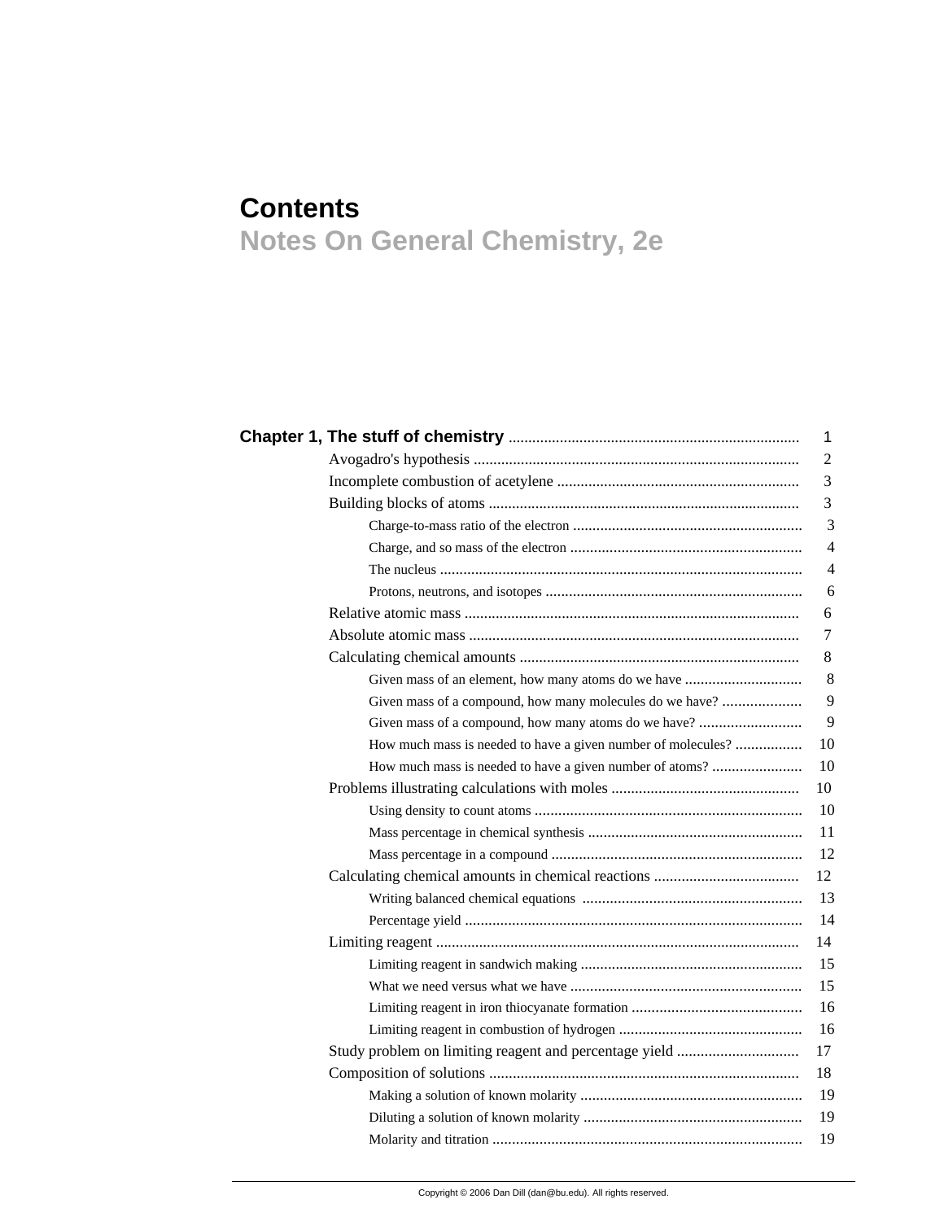# Contents

## Notes On General Chemistry, 2e

**Chapter 1, The stuff of chemistry** ........................................................................ 1

- Avogadro's hypothesis .................................................................................. 2
- Incomplete combustion of acetylene ............................................................. 3
- Building blocks of atoms ............................................................................... 3
  - Charge-to-mass ratio of the electron ........................................................... 3
  - Charge, and so mass of the electron ........................................................... 4
  - The nucleus ............................................................................................. 4
  - Protons, neutrons, and isotopes ................................................................. 6
- Relative atomic mass ..................................................................................... 6
- Absolute atomic mass .................................................................................... 7
- Calculating chemical amounts ....................................................................... 8
  - Given mass of an element, how many atoms do we have ............................. 8
  - Given mass of a compound, how many molecules do we have? .................... 9
  - Given mass of a compound, how many atoms do we have? .......................... 9
  - How much mass is needed to have a given number of molecules? ................. 10
  - How much mass is needed to have a given number of atoms? ....................... 10
- Problems illustrating calculations with moles ............................................... 10
  - Using density to count atoms .................................................................... 10
  - Mass percentage in chemical synthesis ...................................................... 11
  - Mass percentage in a compound ................................................................ 12
- Calculating chemical amounts in chemical reactions ..................................... 12
  - Writing balanced chemical equations ........................................................ 13
  - Percentage yield ...................................................................................... 14
- Limiting reagent ............................................................................................ 14
  - Limiting reagent in sandwich making ......................................................... 15
  - What we need versus what we have ........................................................... 15
  - Limiting reagent in iron thiocyanate formation ........................................... 16
  - Limiting reagent in combustion of hydrogen .............................................. 16
- Study problem on limiting reagent and percentage yield ............................... 17
- Composition of solutions .............................................................................. 18
  - Making a solution of known molarity ......................................................... 19
  - Diluting a solution of known molarity ........................................................ 19
  - Molarity and titration ............................................................................... 19

Copyright © 2006 Dan Dill (dan@bu.edu). All rights reserved.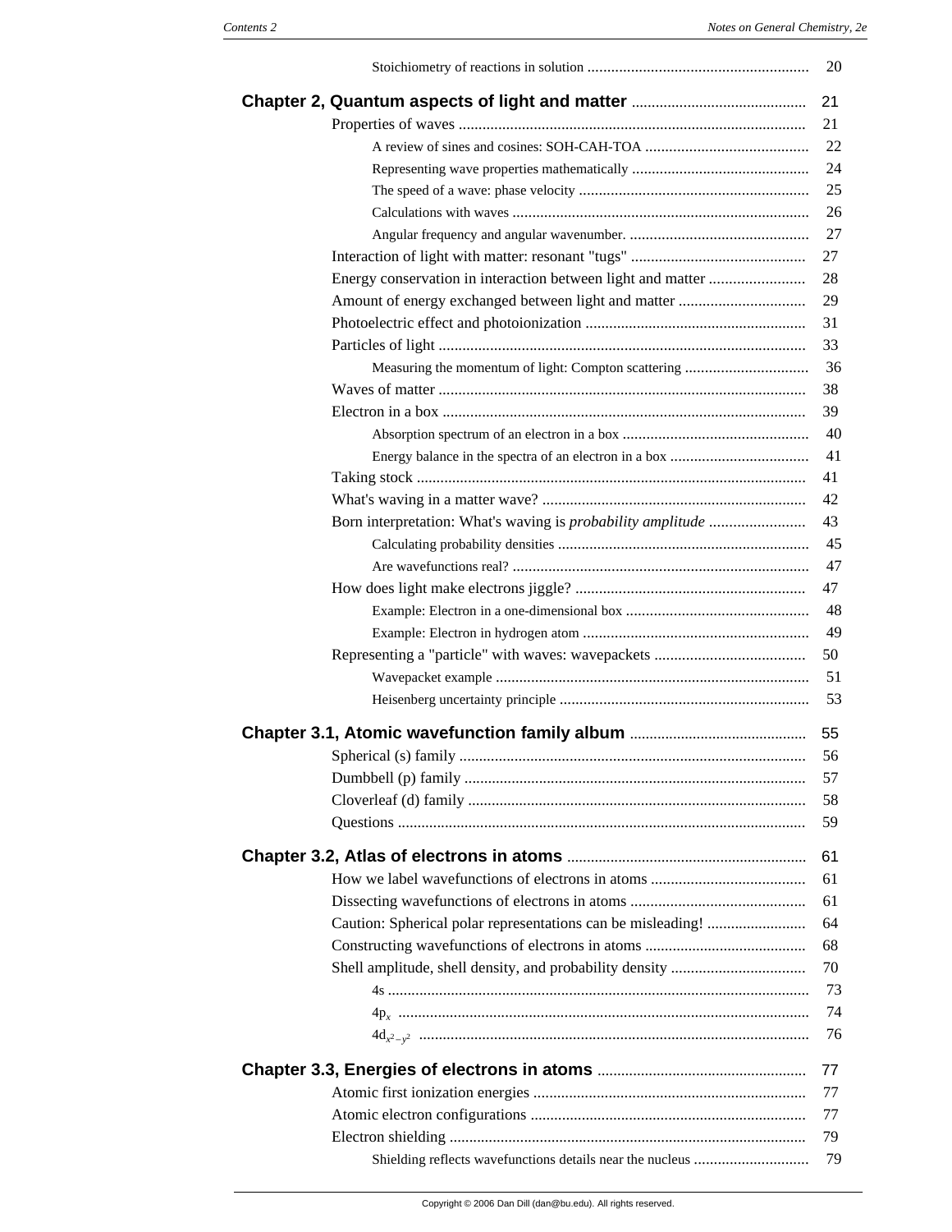Stoichiometry of reactions in solution ........................................................ 20

**Chapter 2, Quantum aspects of light and matter** ............................................ 21

- Properties of waves ........................................................................................ 21
  - A review of sines and cosines: SOH-CAH-TOA .......................................... 22
  - Representing wave properties mathematically ............................................. 24
  - The speed of a wave: phase velocity ........................................................... 25
  - Calculations with waves ............................................................................ 26
  - Angular frequency and angular wavenumber. ............................................. 27
- Interaction of light with matter: resonant "tugs" ............................................ 27
- Energy conservation in interaction between light and matter ........................ 28
- Amount of energy exchanged between light and matter ................................ 29
- Photoelectric effect and photoionization ........................................................ 31
- Particles of light ............................................................................................. 33
  - Measuring the momentum of light: Compton scattering ............................... 36
- Waves of matter ............................................................................................. 38
- Electron in a box ............................................................................................ 39
  - Absorption spectrum of an electron in a box ............................................... 40
  - Energy balance in the spectra of an electron in a box ................................... 41
- Taking stock ................................................................................................... 41
- What's waving in a matter wave? ................................................................... 42
- Born interpretation: What's waving is *probability amplitude* ........................ 43
  - Calculating probability densities ................................................................ 45
  - Are wavefunctions real? ............................................................................ 47
- How does light make electrons jiggle? ........................................................... 47
  - Example: Electron in a one-dimensional box .............................................. 48
  - Example: Electron in hydrogen atom ......................................................... 49
- Representing a "particle" with waves: wavepackets ....................................... 50
  - Wavepacket example ................................................................................ 51
  - Heisenberg uncertainty principle ............................................................... 53

**Chapter 3.1, Atomic wavefunction family album** ............................................. 55

- Spherical (s) family ........................................................................................ 56
- Dumbbell (p) family ....................................................................................... 57
- Cloverleaf (d) family ...................................................................................... 58
- Questions ....................................................................................................... 59

**Chapter 3.2, Atlas of electrons in atoms** ............................................................ 61

- How we label wavefunctions of electrons in atoms ....................................... 61
- Dissecting wavefunctions of electrons in atoms ............................................ 61
- Caution: Spherical polar representations can be misleading! ......................... 64
- Constructing wavefunctions of electrons in atoms ......................................... 68
- Shell amplitude, shell density, and probability density .................................. 70
  - 4s .............................................................................................................. 73
  - $4p_x$ ........................................................................................................ 74
  - $4d_{x^2-y^2}$ ................................................................................................ 76

**Chapter 3.3, Energies of electrons in atoms** ..................................................... 77

- Atomic first ionization energies ..................................................................... 77
- Atomic electron configurations ...................................................................... 77
- Electron shielding .......................................................................................... 79
  - Shielding reflects wavefunctions details near the nucleus ............................ 79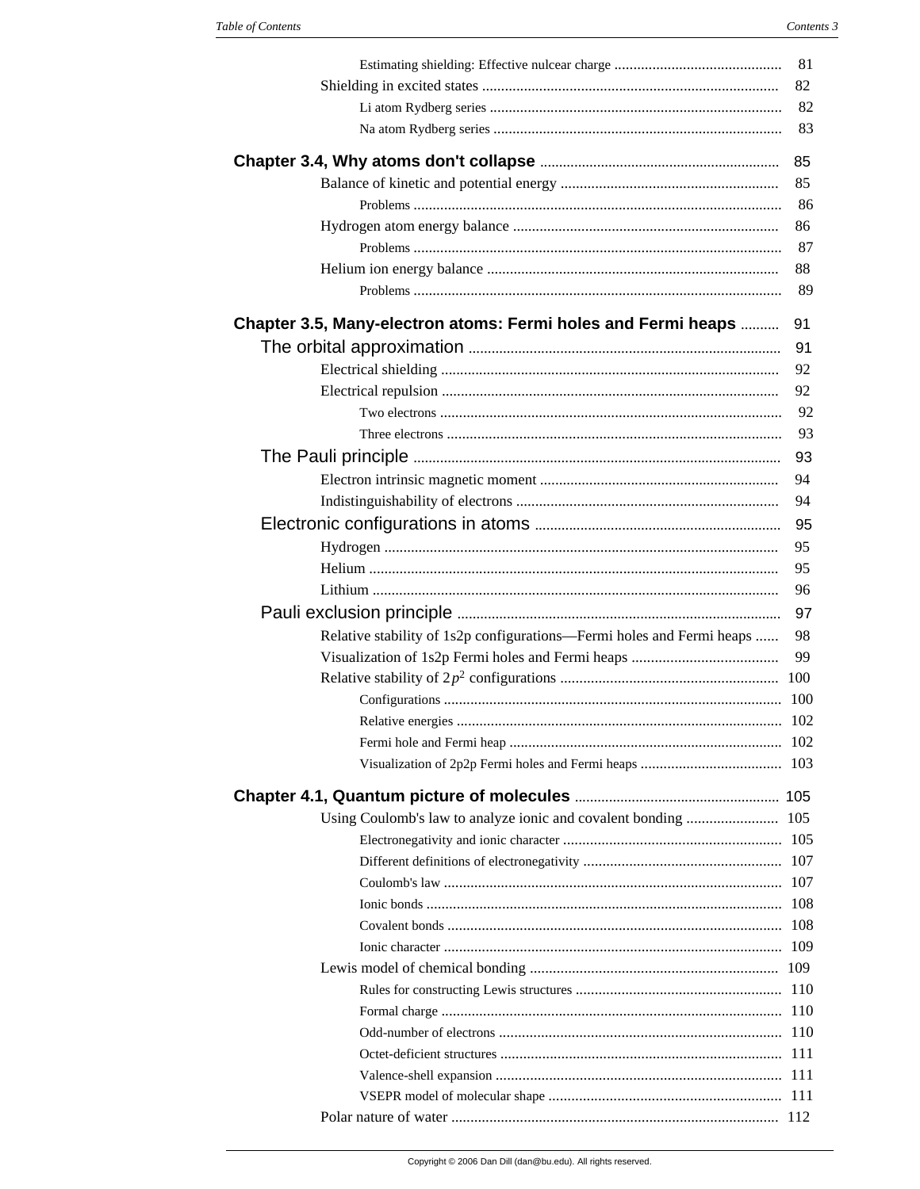Estimating shielding: Effective nulcear charge ........................................... 81

Shielding in excited states .............................................................................. 82

Li atom Rydberg series ............................................................................ 82

Na atom Rydberg series ........................................................................... 83

**Chapter 3.4, Why atoms don't collapse** ............................................................ 85

Balance of kinetic and potential energy ......................................................... 85

Problems ................................................................................................ 86

Hydrogen atom energy balance ..................................................................... 86

Problems ................................................................................................ 87

Helium ion energy balance ............................................................................ 88

Problems ................................................................................................ 89

**Chapter 3.5, Many-electron atoms: Fermi holes and Fermi heaps** .......... 91

The orbital approximation ............................................................................... 91

Electrical shielding ......................................................................................... 92

Electrical repulsion ........................................................................................ 92

Two electrons ........................................................................................ 92

Three electrons ...................................................................................... 93

The Pauli principle ........................................................................................... 93

Electron intrinsic magnetic moment .............................................................. 94

Indistinguishability of electrons .................................................................... 94

Electronic configurations in atoms ................................................................ 95

Hydrogen ....................................................................................................... 95

Helium ........................................................................................................... 95

Lithium .......................................................................................................... 96

Pauli exclusion principle .................................................................................. 97

Relative stability of 1s2p configurations—Fermi holes and Fermi heaps ...... 98

Visualization of 1s2p Fermi holes and Fermi heaps ...................................... 99

Relative stability of $2p^2$ configurations ......................................................... 100

Configurations ........................................................................................ 100

Relative energies ..................................................................................... 102

Fermi hole and Fermi heap ....................................................................... 102

Visualization of 2p2p Fermi holes and Fermi heaps ..................................... 103

**Chapter 4.1, Quantum picture of molecules** ..................................................... 105

Using Coulomb's law to analyze ionic and covalent bonding ........................ 105

Electronegativity and ionic character ......................................................... 105

Different definitions of electronegativity .................................................... 107

Coulomb's law ........................................................................................ 107

Ionic bonds ............................................................................................. 108

Covalent bonds ....................................................................................... 108

Ionic character ........................................................................................ 109

Lewis model of chemical bonding ................................................................. 109

Rules for constructing Lewis structures ...................................................... 110

Formal charge ......................................................................................... 110

Odd-number of electrons .......................................................................... 110

Octet-deficient structures .......................................................................... 111

Valence-shell expansion ........................................................................... 111

VSEPR model of molecular shape ............................................................. 111

Polar nature of water ..................................................................................... 112

Copyright © 2006 Dan Dill (dan@bu.edu). All rights reserved.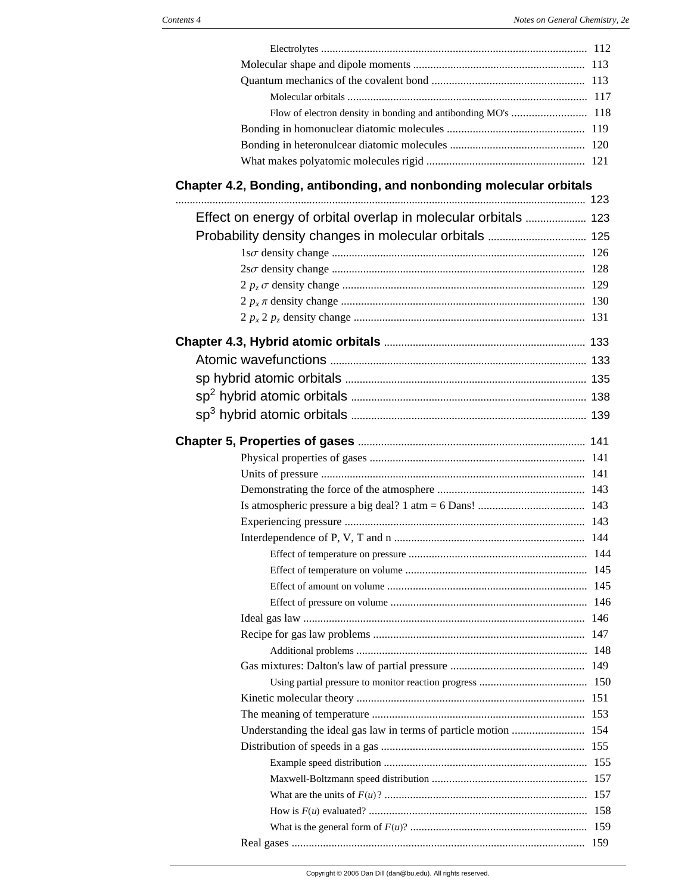Electrolytes ..... 112

Molecular shape and dipole moments ..... 113

Quantum mechanics of the covalent bond ..... 113

Molecular orbitals ..... 117

Flow of electron density in bonding and antibonding MO's ..... 118

Bonding in homonuclear diatomic molecules ..... 119

Bonding in heteronulcear diatomic molecules ..... 120

What makes polyatomic molecules rigid ..... 121

**Chapter 4.2, Bonding, antibonding, and nonbonding molecular orbitals** ..... 123

Effect on energy of orbital overlap in molecular orbitals ..... 123

Probability density changes in molecular orbitals ..... 125

$1s\sigma$ density change ..... 126

$2s\sigma$ density change ..... 128

$2\,p_z\,\sigma$ density change ..... 129

$2\,p_x\,\pi$ density change ..... 130

$2\,p_x\,2\,p_z$ density change ..... 131

**Chapter 4.3, Hybrid atomic orbitals** ..... 133

Atomic wavefunctions ..... 133

sp hybrid atomic orbitals ..... 135

$sp^2$ hybrid atomic orbitals ..... 138

$sp^3$ hybrid atomic orbitals ..... 139

**Chapter 5, Properties of gases** ..... 141

Physical properties of gases ..... 141

Units of pressure ..... 141

Demonstrating the force of the atmosphere ..... 143

Is atmospheric pressure a big deal? 1 atm = 6 Dans! ..... 143

Experiencing pressure ..... 143

Interdependence of P, V, T and n ..... 144

Effect of temperature on pressure ..... 144

Effect of temperature on volume ..... 145

Effect of amount on volume ..... 145

Effect of pressure on volume ..... 146

Ideal gas law ..... 146

Recipe for gas law problems ..... 147

Additional problems ..... 148

Gas mixtures: Dalton's law of partial pressure ..... 149

Using partial pressure to monitor reaction progress ..... 150

Kinetic molecular theory ..... 151

The meaning of temperature ..... 153

Understanding the ideal gas law in terms of particle motion ..... 154

Distribution of speeds in a gas ..... 155

Example speed distribution ..... 155

Maxwell-Boltzmann speed distribution ..... 157

What are the units of $F(u)$? ..... 157

How is $F(u)$ evaluated? ..... 158

What is the general form of $F(u)$? ..... 159

Real gases ..... 159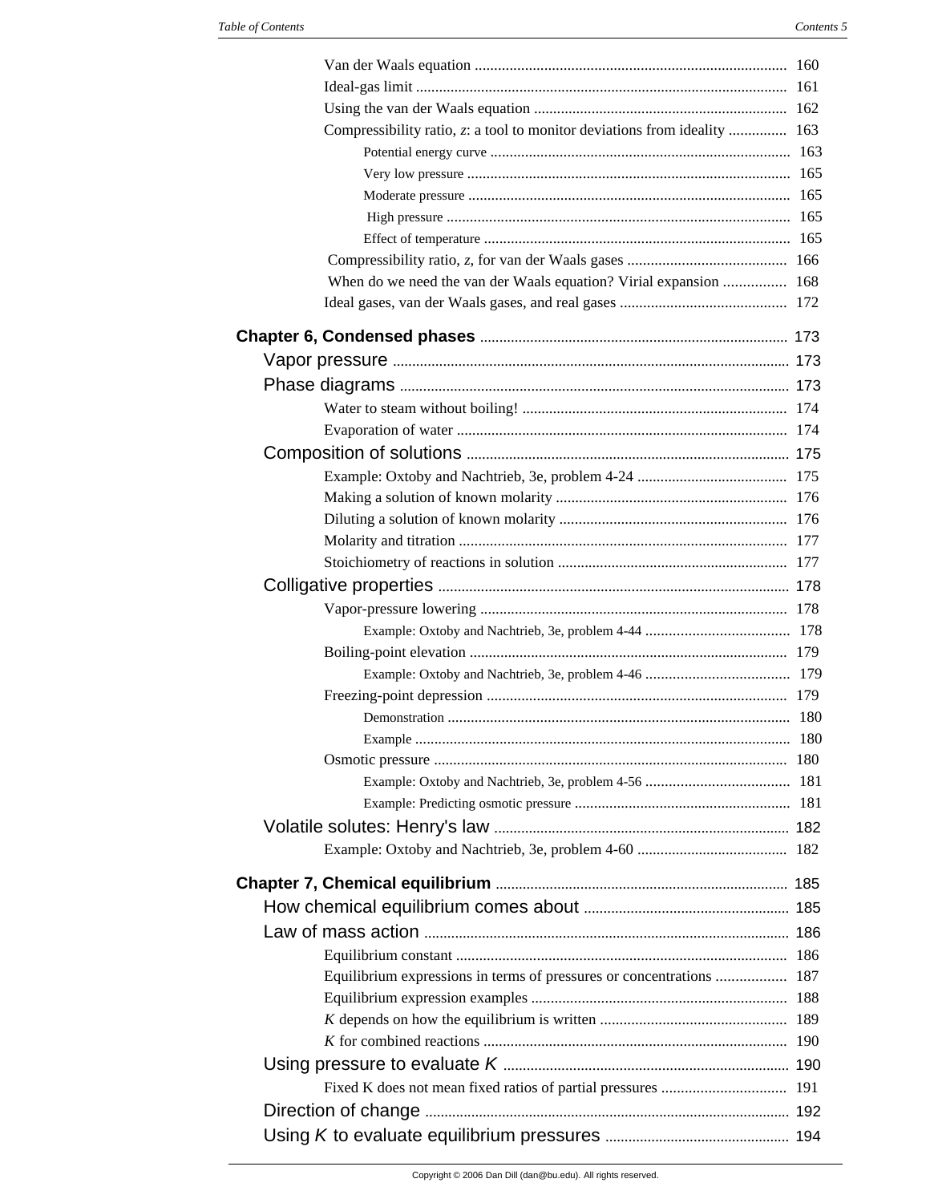Van der Waals equation ................................................................................ 160

Ideal-gas limit ................................................................................ 161

Using the van der Waals equation ................................................................................ 162

Compressibility ratio, *z*: a tool to monitor deviations from ideality ............... 163

Potential energy curve ................................................................................ 163

Very low pressure ................................................................................ 165

Moderate pressure ................................................................................ 165

High pressure ................................................................................ 165

Effect of temperature ................................................................................ 165

Compressibility ratio, *z*, for van der Waals gases ......................................... 166

When do we need the van der Waals equation? Virial expansion ................ 168

Ideal gases, van der Waals gases, and real gases ........................................... 172

**Chapter 6, Condensed phases** ................................................................................ 173

Vapor pressure ................................................................................ 173

Phase diagrams ................................................................................ 173

Water to steam without boiling! ................................................................................ 174

Evaporation of water ................................................................................ 174

Composition of solutions ................................................................................ 175

Example: Oxtoby and Nachtrieb, 3e, problem 4-24 ....................................... 175

Making a solution of known molarity ................................................................................ 176

Diluting a solution of known molarity ................................................................................ 176

Molarity and titration ................................................................................ 177

Stoichiometry of reactions in solution ................................................................................ 177

Colligative properties ................................................................................ 178

Vapor-pressure lowering ................................................................................ 178

Example: Oxtoby and Nachtrieb, 3e, problem 4-44 ..................................... 178

Boiling-point elevation ................................................................................ 179

Example: Oxtoby and Nachtrieb, 3e, problem 4-46 ..................................... 179

Freezing-point depression ................................................................................ 179

Demonstration ................................................................................ 180

Example ................................................................................ 180

Osmotic pressure ................................................................................ 180

Example: Oxtoby and Nachtrieb, 3e, problem 4-56 ..................................... 181

Example: Predicting osmotic pressure ................................................................................ 181

Volatile solutes: Henry's law ................................................................................ 182

Example: Oxtoby and Nachtrieb, 3e, problem 4-60 ....................................... 182

**Chapter 7, Chemical equilibrium** ................................................................................ 185

How chemical equilibrium comes about ................................................................................ 185

Law of mass action ................................................................................ 186

Equilibrium constant ................................................................................ 186

Equilibrium expressions in terms of pressures or concentrations .................. 187

Equilibrium expression examples ................................................................................ 188

*K* depends on how the equilibrium is written ................................................ 189

*K* for combined reactions ................................................................................ 190

Using pressure to evaluate *K* ................................................................................ 190

Fixed K does not mean fixed ratios of partial pressures ................................ 191

Direction of change ................................................................................ 192

Using *K* to evaluate equilibrium pressures ................................................ 194

Copyright © 2006 Dan Dill (dan@bu.edu). All rights reserved.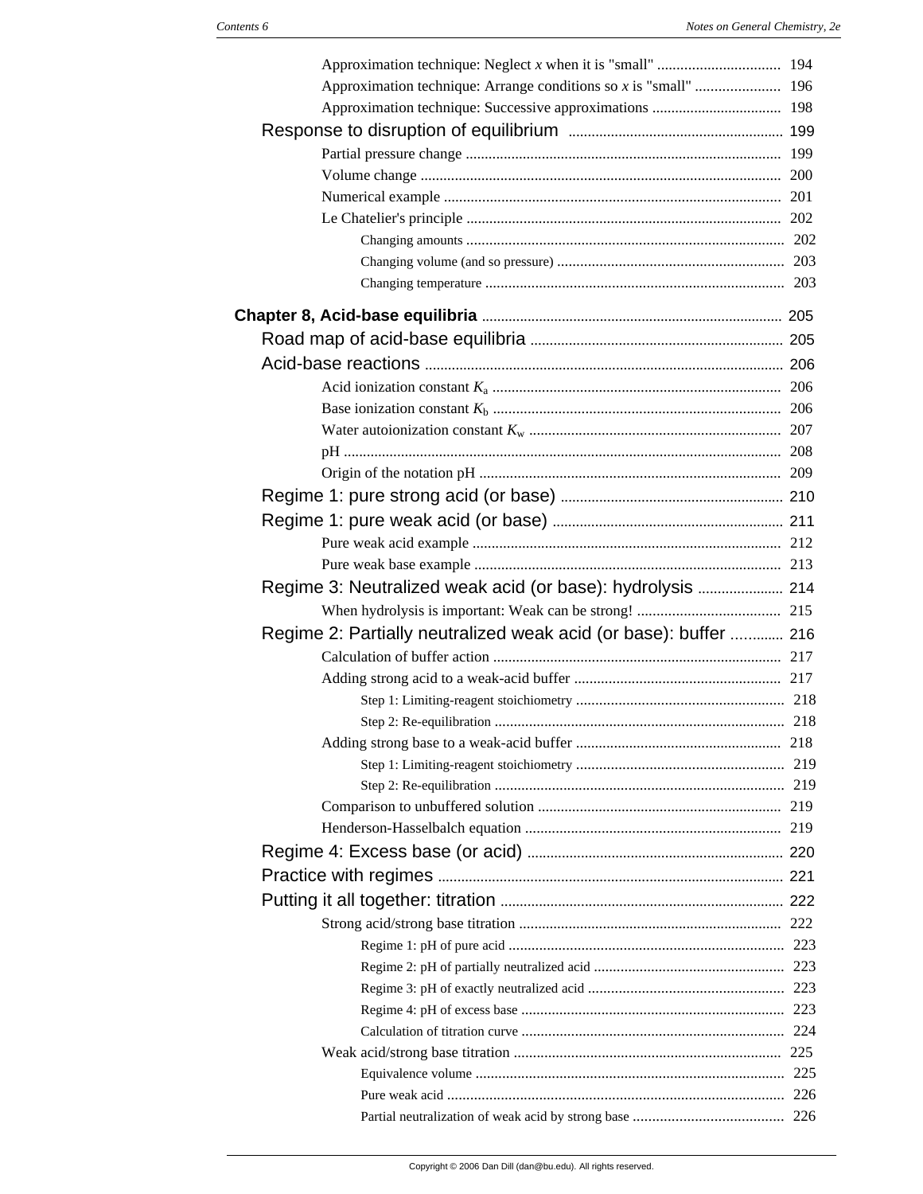Approximation technique: Neglect $x$ when it is "small" ................................ 194
Approximation technique: Arrange conditions so $x$ is "small" ...................... 196
Approximation technique: Successive approximations .................................. 198

Response to disruption of equilibrium ...................................................... 199

Partial pressure change .................................................................................. 199
Volume change .............................................................................................. 200
Numerical example ........................................................................................ 201
Le Chatelier's principle .................................................................................. 202

Changing amounts ................................................................................... 202
Changing volume (and so pressure) ........................................................... 203
Changing temperature .............................................................................. 203

**Chapter 8, Acid-base equilibria** ............................................................................. 205

Road map of acid-base equilibria ................................................................. 205

Acid-base reactions ............................................................................................ 206

Acid ionization constant $K_a$ ........................................................................... 206
Base ionization constant $K_b$ .......................................................................... 206
Water autoionization constant $K_w$ ................................................................. 207
pH .................................................................................................................. 208
Origin of the notation pH .............................................................................. 209

Regime 1: pure strong acid (or base) ......................................................... 210

Regime 1: pure weak acid (or base) ........................................................... 211

Pure weak acid example ................................................................................ 212
Pure weak base example ............................................................................... 213

Regime 3: Neutralized weak acid (or base): hydrolysis ...................... 214

When hydrolysis is important: Weak can be strong! ..................................... 215

Regime 2: Partially neutralized weak acid (or base): buffer ............. 216

Calculation of buffer action ........................................................................... 217
Adding strong acid to a weak-acid buffer ..................................................... 217

Step 1: Limiting-reagent stoichiometry ...................................................... 218
Step 2: Re-equilibration ............................................................................ 218

Adding strong base to a weak-acid buffer ..................................................... 218

Step 1: Limiting-reagent stoichiometry ...................................................... 219
Step 2: Re-equilibration ............................................................................ 219

Comparison to unbuffered solution ............................................................... 219
Henderson-Hasselbalch equation .................................................................. 219

Regime 4: Excess base (or acid) .................................................................. 220

Practice with regimes ......................................................................................... 221

Putting it all together: titration ........................................................................ 222

Strong acid/strong base titration .................................................................... 222

Regime 1: pH of pure acid ........................................................................ 223
Regime 2: pH of partially neutralized acid .................................................. 223
Regime 3: pH of exactly neutralized acid ................................................... 223
Regime 4: pH of excess base ..................................................................... 223
Calculation of titration curve ..................................................................... 224

Weak acid/strong base titration ..................................................................... 225

Equivalence volume ................................................................................. 225
Pure weak acid ........................................................................................ 226
Partial neutralization of weak acid by strong base ....................................... 226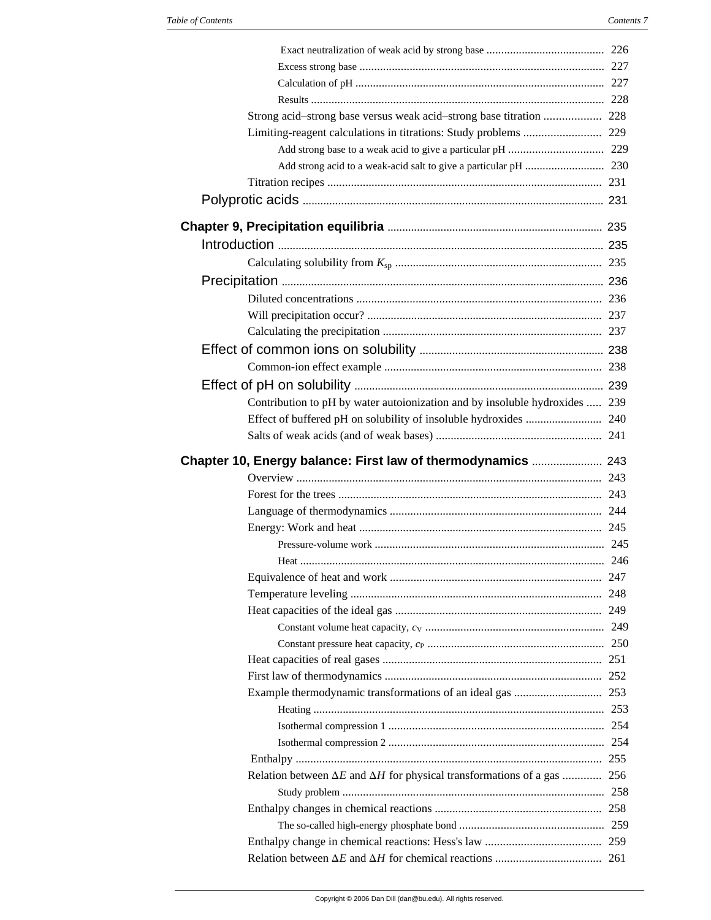Exact neutralization of weak acid by strong base .......................................... 226

Excess strong base .......................................................................................... 227

Calculation of pH ............................................................................................ 227

Results ............................................................................................................. 228

Strong acid–strong base versus weak acid–strong base titration ................... 228

Limiting-reagent calculations in titrations: Study problems .......................... 229

Add strong base to a weak acid to give a particular pH ................................ 229

Add strong acid to a weak-acid salt to give a particular pH ........................... 230

Titration recipes ............................................................................................ 231

Polyprotic acids ........................................................................................... 231

## Chapter 9, Precipitation equilibria ........................................................ 235

Introduction .................................................................................................. 235

Calculating solubility from $K_{sp}$ ...................................................................... 235

Precipitation ................................................................................................ 236

Diluted concentrations .................................................................................. 236

Will precipitation occur? ............................................................................... 237

Calculating the precipitation ......................................................................... 237

Effect of common ions on solubility ............................................................. 238

Common-ion effect example ......................................................................... 238

Effect of pH on solubility ............................................................................ 239

Contribution to pH by water autoionization and by insoluble hydroxides ..... 239

Effect of buffered pH on solubility of insoluble hydroxides .......................... 240

Salts of weak acids (and of weak bases) ........................................................ 241

## Chapter 10, Energy balance: First law of thermodynamics ....................... 243

Overview ....................................................................................................... 243

Forest for the trees ......................................................................................... 243

Language of thermodynamics ........................................................................ 244

Energy: Work and heat .................................................................................. 245

Pressure-volume work ............................................................................. 245

Heat ........................................................................................................ 246

Equivalence of heat and work ........................................................................ 247

Temperature leveling ..................................................................................... 248

Heat capacities of the ideal gas ...................................................................... 249

Constant volume heat capacity, $c_V$ ............................................................ 249

Constant pressure heat capacity, $c_P$ ........................................................... 250

Heat capacities of real gases .......................................................................... 251

First law of thermodynamics .......................................................................... 252

Example thermodynamic transformations of an ideal gas .............................. 253

Heating ................................................................................................... 253

Isothermal compression 1 ......................................................................... 254

Isothermal compression 2 ......................................................................... 254

Enthalpy ........................................................................................................ 255

Relation between $\Delta E$ and $\Delta H$ for physical transformations of a gas ............. 256

Study problem ......................................................................................... 258

Enthalpy changes in chemical reactions ......................................................... 258

The so-called high-energy phosphate bond ................................................. 259

Enthalpy change in chemical reactions: Hess's law ....................................... 259

Relation between $\Delta E$ and $\Delta H$ for chemical reactions .................................... 261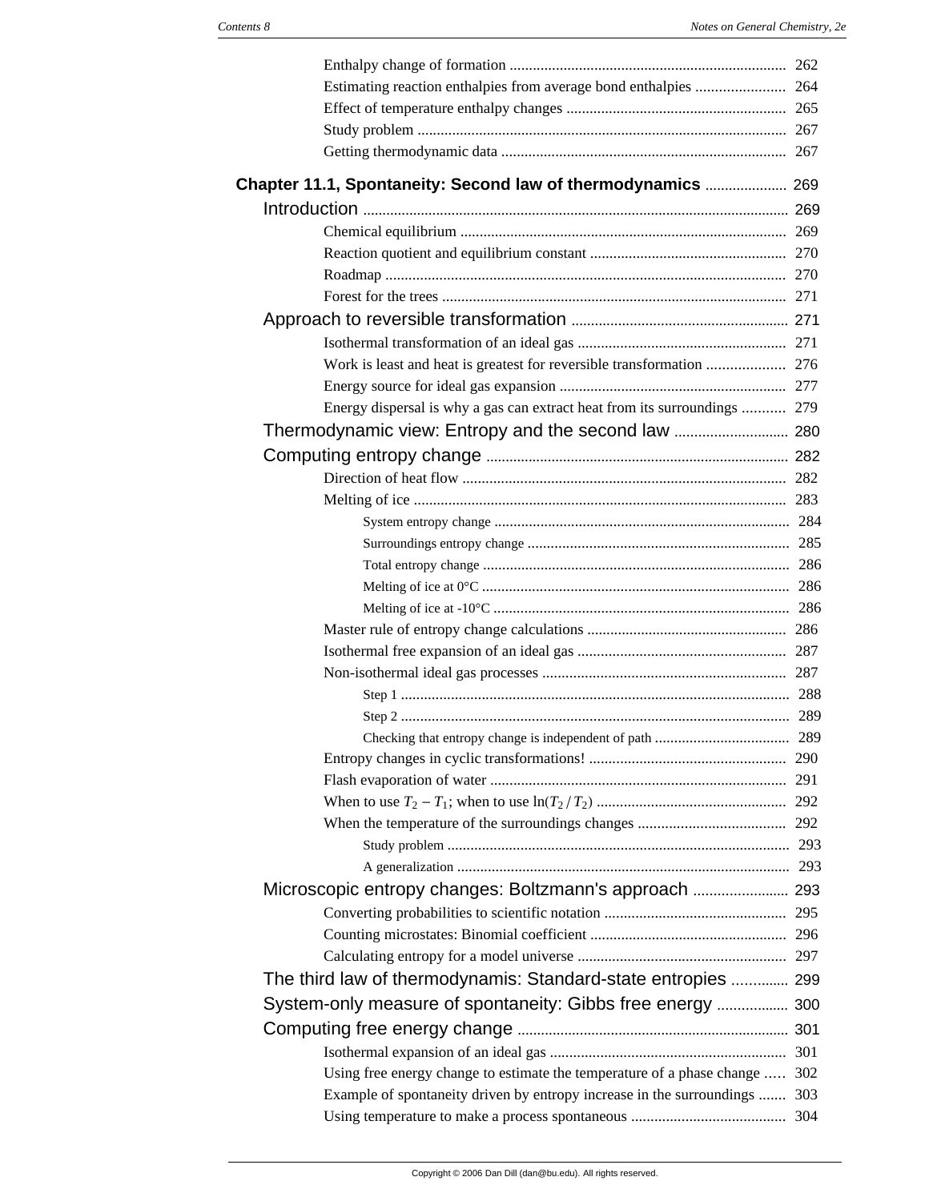Enthalpy change of formation ........................................................................ 262
Estimating reaction enthalpies from average bond enthalpies ....................... 264
Effect of temperature enthalpy changes .......................................................... 265
Study problem ................................................................................................ 267
Getting thermodynamic data .......................................................................... 267

**Chapter 11.1, Spontaneity: Second law of thermodynamics** ..................... 269

Introduction .............................................................................................................. 269

Chemical equilibrium ..................................................................................... 269
Reaction quotient and equilibrium constant ................................................... 270
Roadmap ......................................................................................................... 270
Forest for the trees .......................................................................................... 271

Approach to reversible transformation ........................................................ 271

Isothermal transformation of an ideal gas ...................................................... 271
Work is least and heat is greatest for reversible transformation .................... 276
Energy source for ideal gas expansion ........................................................... 277
Energy dispersal is why a gas can extract heat from its surroundings ........... 279

Thermodynamic view: Entropy and the second law ............................. 280

Computing entropy change .............................................................................. 282

Direction of heat flow ..................................................................................... 282
Melting of ice ................................................................................................. 283

System entropy change ............................................................................. 284
Surroundings entropy change .................................................................... 285
Total entropy change ................................................................................. 286
Melting of ice at 0°C ................................................................................. 286
Melting of ice at -10°C ............................................................................. 286

Master rule of entropy change calculations .................................................... 286
Isothermal free expansion of an ideal gas ...................................................... 287
Non-isothermal ideal gas processes ............................................................... 287

Step 1 ..................................................................................................... 288
Step 2 ..................................................................................................... 289
Checking that entropy change is independent of path ................................... 289

Entropy changes in cyclic transformations! ................................................... 290
Flash evaporation of water ............................................................................. 291
When to use $T_2 - T_1$; when to use $\ln(T_2 / T_2)$ ................................................. 292
When the temperature of the surroundings changes ...................................... 292

Study problem ......................................................................................... 293
A generalization ....................................................................................... 293

Microscopic entropy changes: Boltzmann's approach ........................ 293

Converting probabilities to scientific notation ............................................... 295
Counting microstates: Binomial coefficient ................................................... 296
Calculating entropy for a model universe ...................................................... 297

The third law of thermodynamis: Standard-state entropies .............. 299

System-only measure of spontaneity: Gibbs free energy .................. 300

Computing free energy change ...................................................................... 301

Isothermal expansion of an ideal gas ............................................................. 301
Using free energy change to estimate the temperature of a phase change ..... 302
Example of spontaneity driven by entropy increase in the surroundings ....... 303
Using temperature to make a process spontaneous ........................................ 304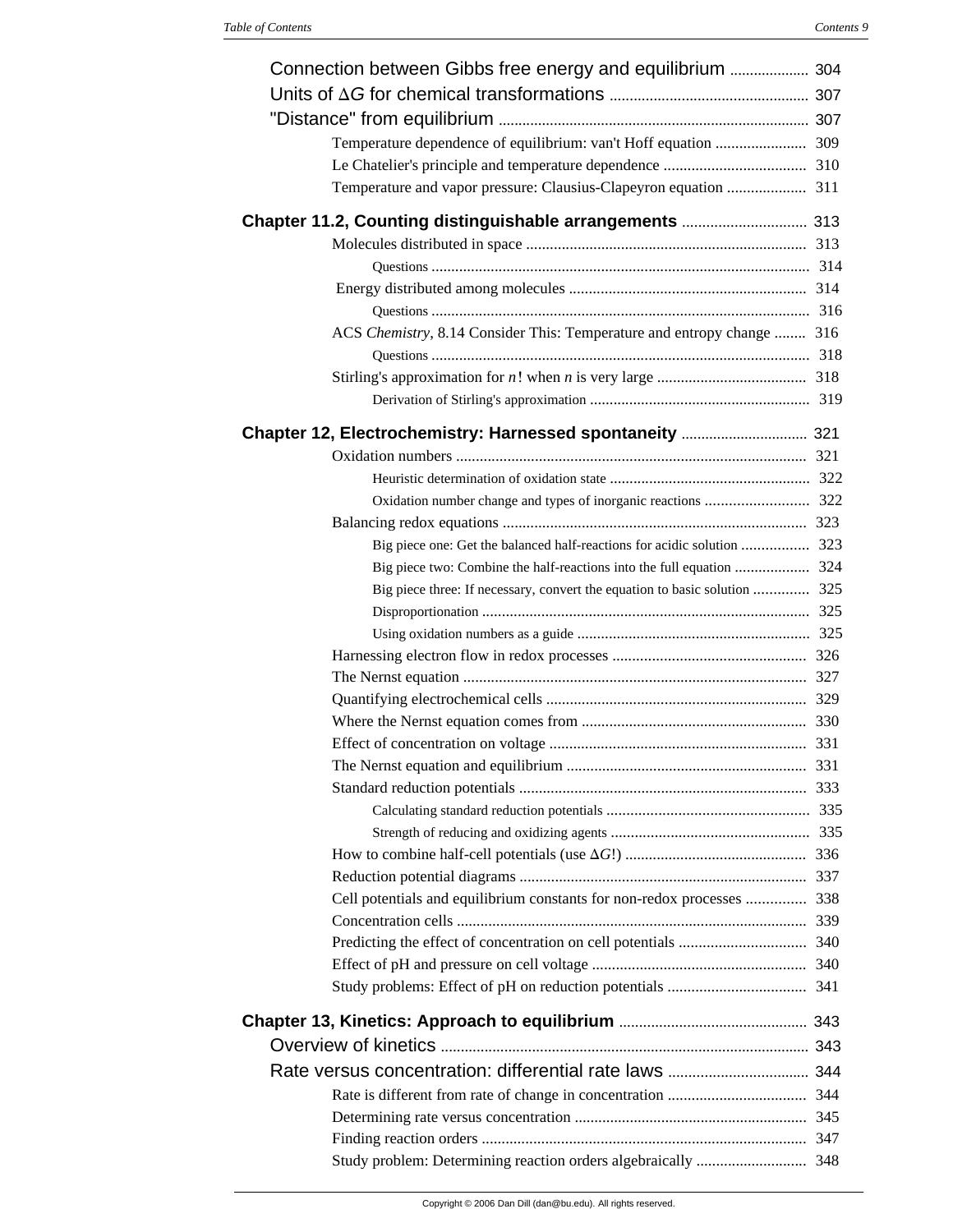Connection between Gibbs free energy and equilibrium .................... 304

Units of $\Delta G$ for chemical transformations .................................................. 307

"Distance" from equilibrium .............................................................................. 307

Temperature dependence of equilibrium: van't Hoff equation ....................... 309

Le Chatelier's principle and temperature dependence .................................... 310

Temperature and vapor pressure: Clausius-Clapeyron equation .................... 311

**Chapter 11.2, Counting distinguishable arrangements** ............................... 313

Molecules distributed in space ....................................................................... 313

Questions ................................................................................................ 314

Energy distributed among molecules ............................................................ 314

Questions ................................................................................................ 316

ACS *Chemistry*, 8.14 Consider This: Temperature and entropy change ........ 316

Questions ................................................................................................ 318

Stirling's approximation for $n!$ when $n$ is very large ...................................... 318

Derivation of Stirling's approximation ........................................................ 319

**Chapter 12, Electrochemistry: Harnessed spontaneity** ................................ 321

Oxidation numbers ......................................................................................... 321

Heuristic determination of oxidation state ................................................... 322

Oxidation number change and types of inorganic reactions .......................... 322

Balancing redox equations ............................................................................. 323

Big piece one: Get the balanced half-reactions for acidic solution ................. 323

Big piece two: Combine the half-reactions into the full equation ................... 324

Big piece three: If necessary, convert the equation to basic solution .............. 325

Disproportionation .................................................................................... 325

Using oxidation numbers as a guide ........................................................... 325

Harnessing electron flow in redox processes ................................................. 326

The Nernst equation ....................................................................................... 327

Quantifying electrochemical cells .................................................................. 329

Where the Nernst equation comes from ......................................................... 330

Effect of concentration on voltage ................................................................. 331

The Nernst equation and equilibrium ............................................................. 331

Standard reduction potentials ......................................................................... 333

Calculating standard reduction potentials ................................................... 335

Strength of reducing and oxidizing agents .................................................. 335

How to combine half-cell potentials (use $\Delta G$!) .............................................. 336

Reduction potential diagrams ......................................................................... 337

Cell potentials and equilibrium constants for non-redox processes ............... 338

Concentration cells ......................................................................................... 339

Predicting the effect of concentration on cell potentials ................................ 340

Effect of pH and pressure on cell voltage ...................................................... 340

Study problems: Effect of pH on reduction potentials ................................... 341

**Chapter 13, Kinetics: Approach to equilibrium** ............................................... 343

Overview of kinetics ............................................................................................ 343

Rate versus concentration: differential rate laws ................................... 344

Rate is different from rate of change in concentration ................................... 344

Determining rate versus concentration ........................................................... 345

Finding reaction orders ................................................................................... 347

Study problem: Determining reaction orders algebraically ............................ 348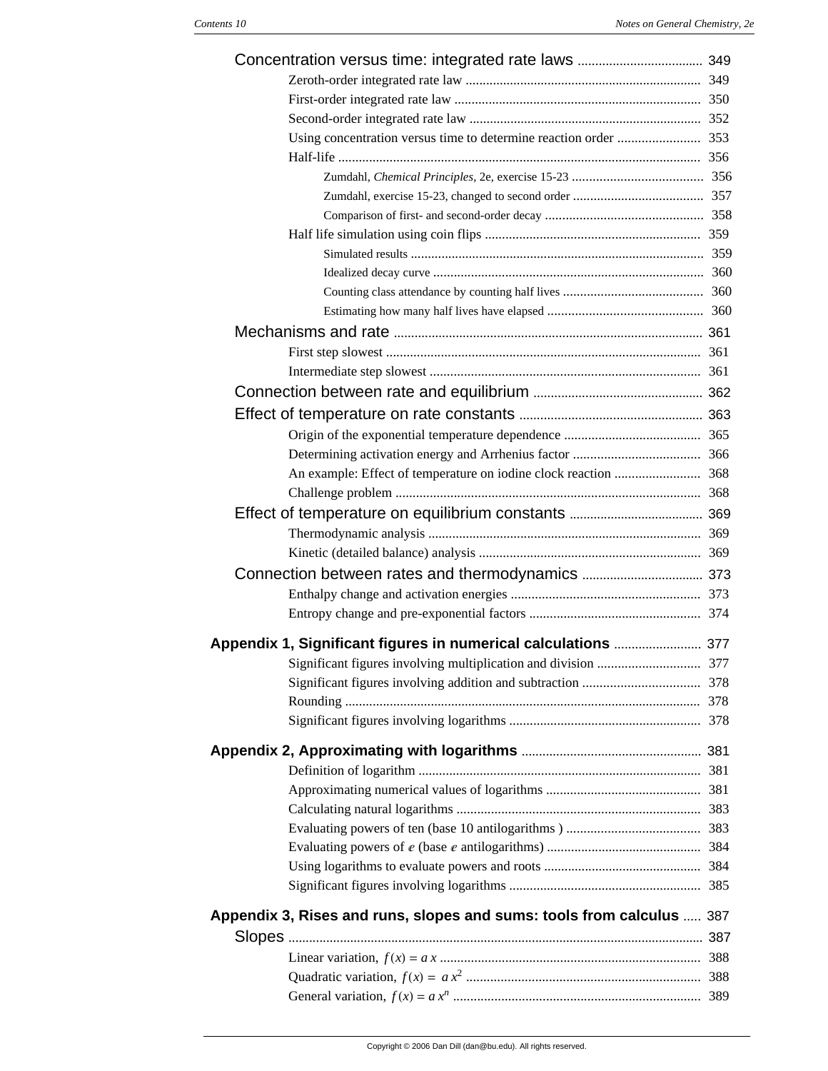Concentration versus time: integrated rate laws ... 349

- Zeroth-order integrated rate law ... 349
- First-order integrated rate law ... 350
- Second-order integrated rate law ... 352
- Using concentration versus time to determine reaction order ... 353
- Half-life ... 356
  - Zumdahl, *Chemical Principles*, 2e, exercise 15-23 ... 356
  - Zumdahl, exercise 15-23, changed to second order ... 357
  - Comparison of first- and second-order decay ... 358
- Half life simulation using coin flips ... 359
  - Simulated results ... 359
  - Idealized decay curve ... 360
  - Counting class attendance by counting half lives ... 360
  - Estimating how many half lives have elapsed ... 360

Mechanisms and rate ... 361

- First step slowest ... 361
- Intermediate step slowest ... 361

Connection between rate and equilibrium ... 362

Effect of temperature on rate constants ... 363

- Origin of the exponential temperature dependence ... 365
- Determining activation energy and Arrhenius factor ... 366
- An example: Effect of temperature on iodine clock reaction ... 368
- Challenge problem ... 368

Effect of temperature on equilibrium constants ... 369

- Thermodynamic analysis ... 369
- Kinetic (detailed balance) analysis ... 369

Connection between rates and thermodynamics ... 373

- Enthalpy change and activation energies ... 373
- Entropy change and pre-exponential factors ... 374

**Appendix 1, Significant figures in numerical calculations** ... 377

- Significant figures involving multiplication and division ... 377
- Significant figures involving addition and subtraction ... 378
- Rounding ... 378
- Significant figures involving logarithms ... 378

**Appendix 2, Approximating with logarithms** ... 381

- Definition of logarithm ... 381
- Approximating numerical values of logarithms ... 381
- Calculating natural logarithms ... 383
- Evaluating powers of ten (base 10 antilogarithms ) ... 383
- Evaluating powers of $e$ (base $e$ antilogarithms) ... 384
- Using logarithms to evaluate powers and roots ... 384
- Significant figures involving logarithms ... 385

**Appendix 3, Rises and runs, slopes and sums: tools from calculus** ... 387

Slopes ... 387

- Linear variation, $f(x) = a\,x$ ... 388
- Quadratic variation, $f(x) = a\,x^2$ ... 388
- General variation, $f(x) = a\,x^n$ ... 389

Copyright © 2006 Dan Dill (dan@bu.edu). All rights reserved.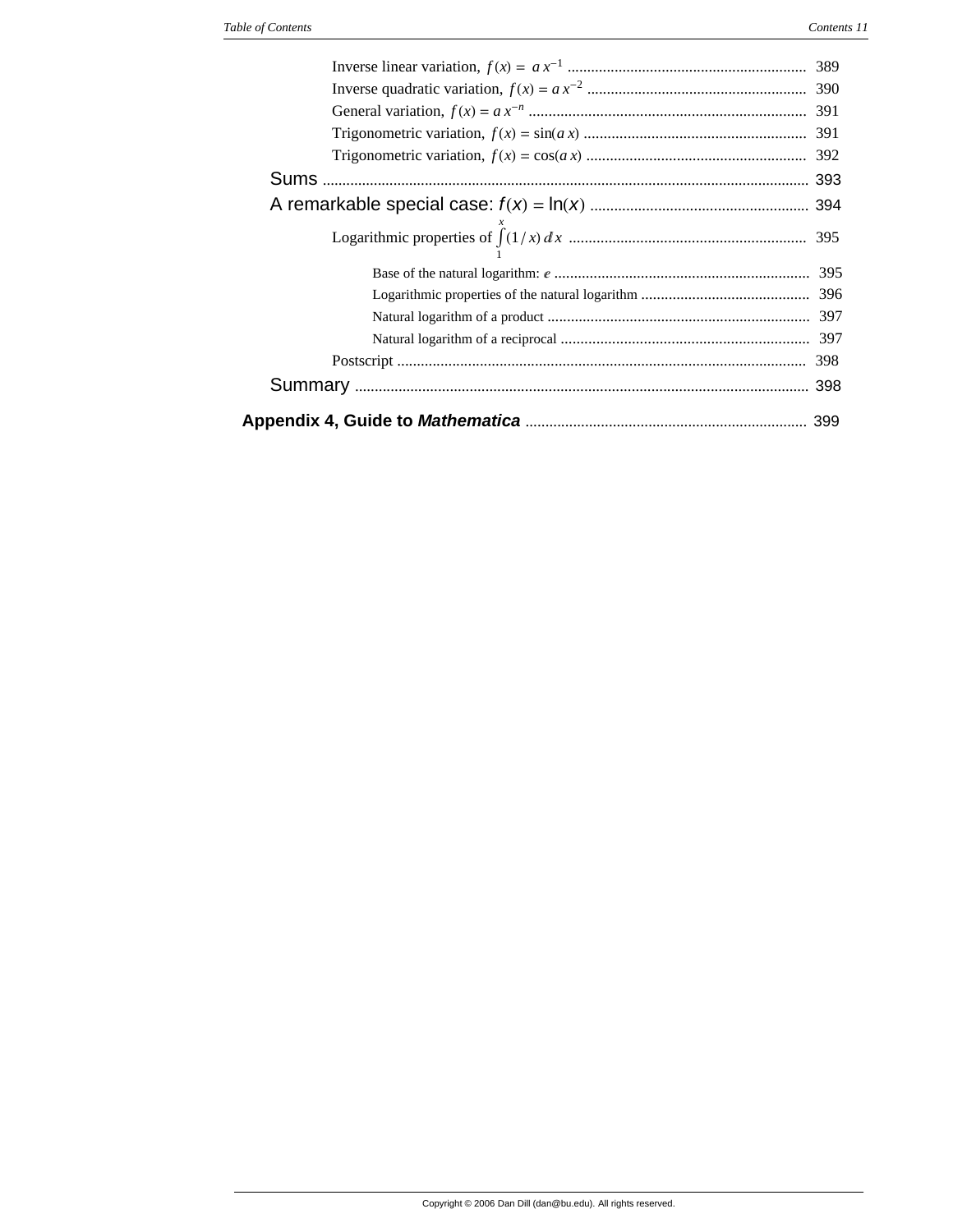Inverse linear variation, $f(x) = a\,x^{-1}$ ..... 389

Inverse quadratic variation, $f(x) = a\,x^{-2}$ ..... 390

General variation, $f(x) = a\,x^{-n}$ ..... 391

Trigonometric variation, $f(x) = \sin(a\,x)$ ..... 391

Trigonometric variation, $f(x) = \cos(a\,x)$ ..... 392

Sums ..... 393

A remarkable special case: $f(x) = \ln(x)$ ..... 394

Logarithmic properties of $\int_1^x (1/x)\,dx$ ..... 395

Base of the natural logarithm: $e$ ..... 395

Logarithmic properties of the natural logarithm ..... 396

Natural logarithm of a product ..... 397

Natural logarithm of a reciprocal ..... 397

Postscript ..... 398

Summary ..... 398

**Appendix 4, Guide to *Mathematica*** ..... 399

Copyright © 2006 Dan Dill (dan@bu.edu). All rights reserved.